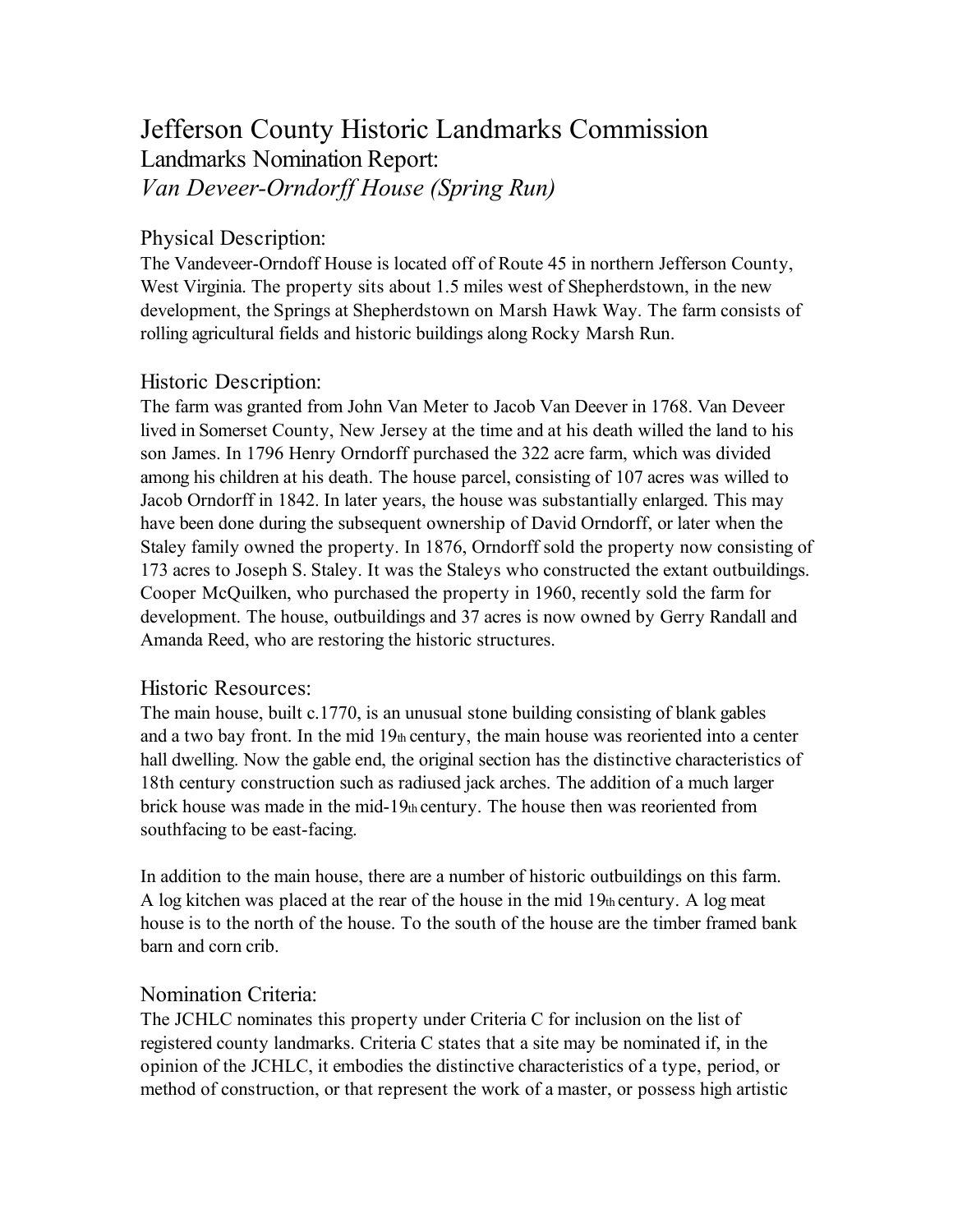# Jefferson County Historic Landmarks Commission

## Landmarks Nomination Report:

## *Van Deveer-Orndorff House (Spring Run)*

### Physical Description:

The Vandeveer-Orndoff House is located off of Route 45 in northern Jefferson County, West Virginia. The property sits about 1.5 miles west of Shepherdstown, in the new development, the Springs at Shepherdstown on Marsh Hawk Way. The farm consists of rolling agricultural fields and historic buildings along Rocky Marsh Run.

### Historic Description:

The farm was granted from John Van Meter to Jacob Van Deever in 1768. Van Deveer lived in Somerset County, New Jersey at the time and at his death willed the land to his son James. In 1796 Henry Orndorff purchased the 322 acre farm, which was divided among his children at his death. The house parcel, consisting of 107 acres was willed to Jacob Orndorff in 1842. In later years, the house was substantially enlarged. This may have been done during the subsequent ownership of David Orndorff, or later when the Staley family owned the property. In 1876, Orndorff sold the property now consisting of 173 acres to Joseph S. Staley. It was the Staleys who constructed the extant outbuildings. Cooper McQuilken, who purchased the property in 1960, recently sold the farm for development. The house, outbuildings and 37 acres is now owned by Gerry Randall and Amanda Reed, who are restoring the historic structures.

### Historic Resources:

The main house, built c.1770, is an unusual stone building consisting of blank gables and a two bay front. In the mid 19th century, the main house was reoriented into a center hall dwelling. Now the gable end, the original section has the distinctive characteristics of 18th century construction such as radiused jack arches. The addition of a much larger brick house was made in the mid-19th century. The house then was reoriented from southfacing to be east-facing.

In addition to the main house, there are a number of historic outbuildings on this farm. A log kitchen was placed at the rear of the house in the mid 19th century. A log meat house is to the north of the house. To the south of the house are the timber framed bank barn and corn crib.

### Nomination Criteria:

The JCHLC nominates this property under Criteria C for inclusion on the list of registered county landmarks. Criteria C states that a site may be nominated if, in the opinion of the JCHLC, it embodies the distinctive characteristics of a type, period, or method of construction, or that represent the work of a master, or possess high artistic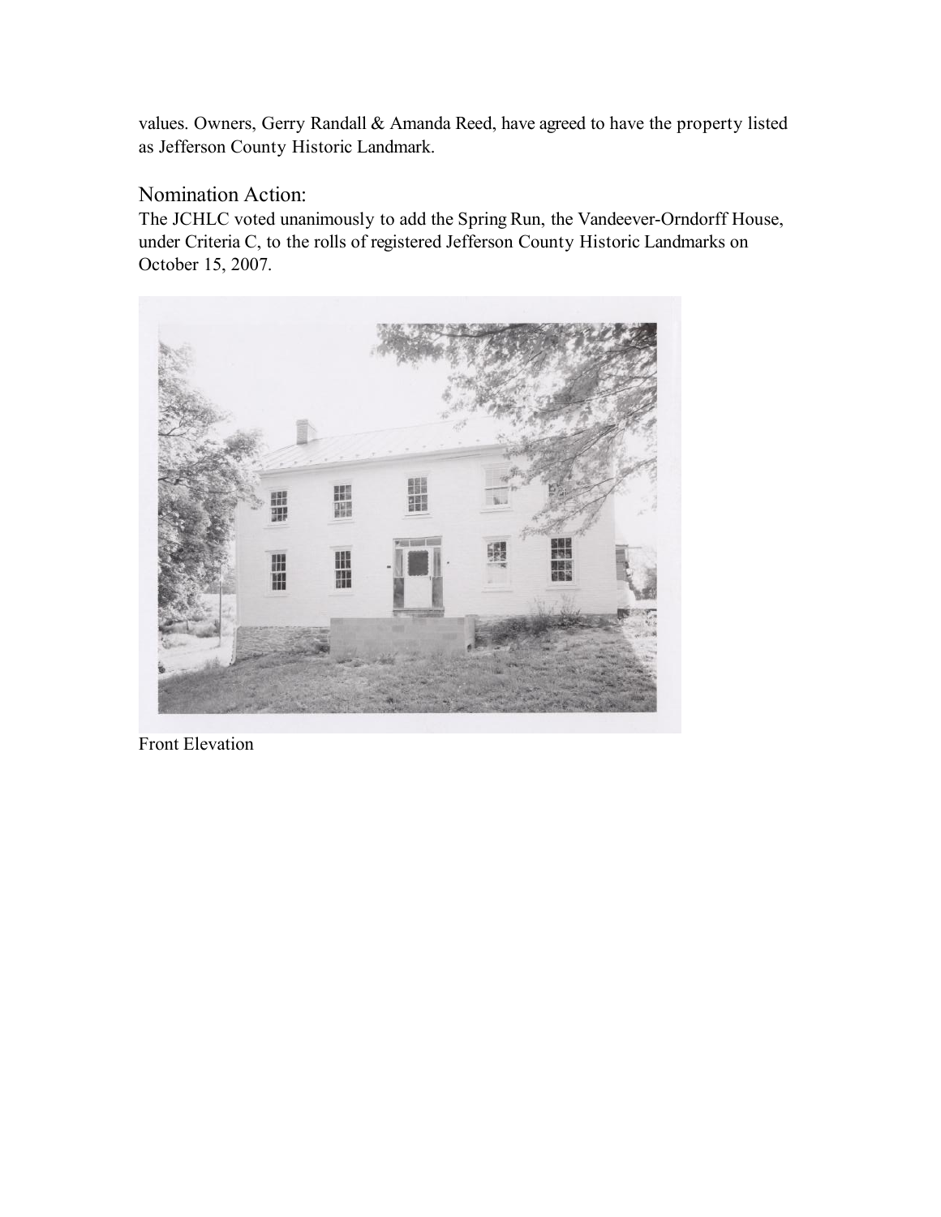values. Owners, Gerry Randall & Amanda Reed, have agreed to have the property listed as Jefferson County Historic Landmark.

## Nomination Action:

The JCHLC voted unanimously to add the Spring Run, the Vandeever-Orndorff House, under Criteria C, to the rolls of registered Jefferson County Historic Landmarks on October 15, 2007.

Front Elevation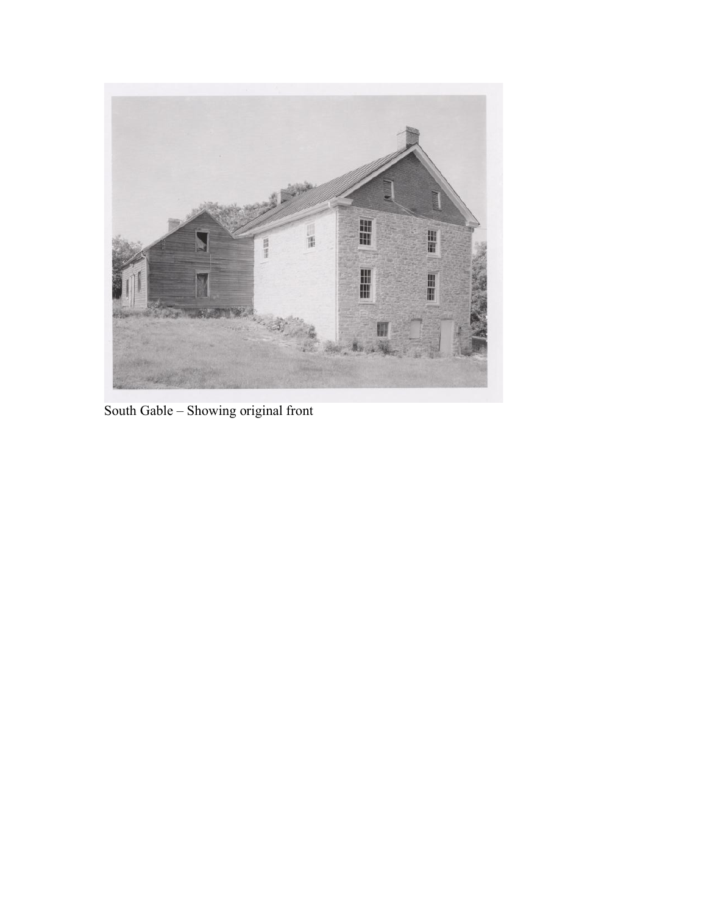South Gable – Showing original front